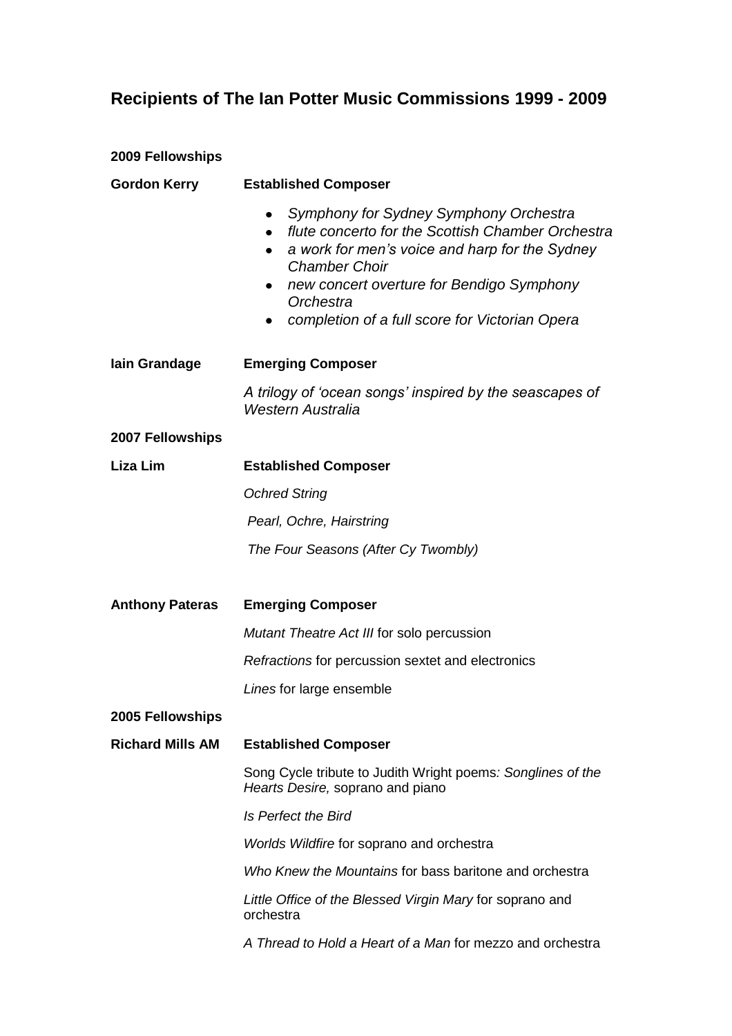# Recipients of The Ian Potter Music Commissions 1999 - 2009

**2009 Fellowships**

**Gordon Kerry** — **Established Composer**

- *Symphony for Sydney Symphony Orchestra*
- *flute concerto for the Scottish Chamber Orchestra*
- *a work for men's voice and harp for the Sydney Chamber Choir*
- *new concert overture for Bendigo Symphony Orchestra*
- *completion of a full score for Victorian Opera*

**Iain Grandage** — **Emerging Composer**

*A trilogy of 'ocean songs' inspired by the seascapes of Western Australia*

**2007 Fellowships**

**Liza Lim** — **Established Composer**

*Ochred String*

*Pearl, Ochre, Hairstring*

*The Four Seasons (After Cy Twombly)*

**Anthony Pateras** — **Emerging Composer**

*Mutant Theatre Act III* for solo percussion

*Refractions* for percussion sextet and electronics

*Lines* for large ensemble

**2005 Fellowships**

**Richard Mills AM** — **Established Composer**

Song Cycle tribute to Judith Wright poems*: Songlines of the Hearts Desire,* soprano and piano

*Is Perfect the Bird*

*Worlds Wildfire* for soprano and orchestra

*Who Knew the Mountains* for bass baritone and orchestra

*Little Office of the Blessed Virgin Mary* for soprano and orchestra

*A Thread to Hold a Heart of a Man* for mezzo and orchestra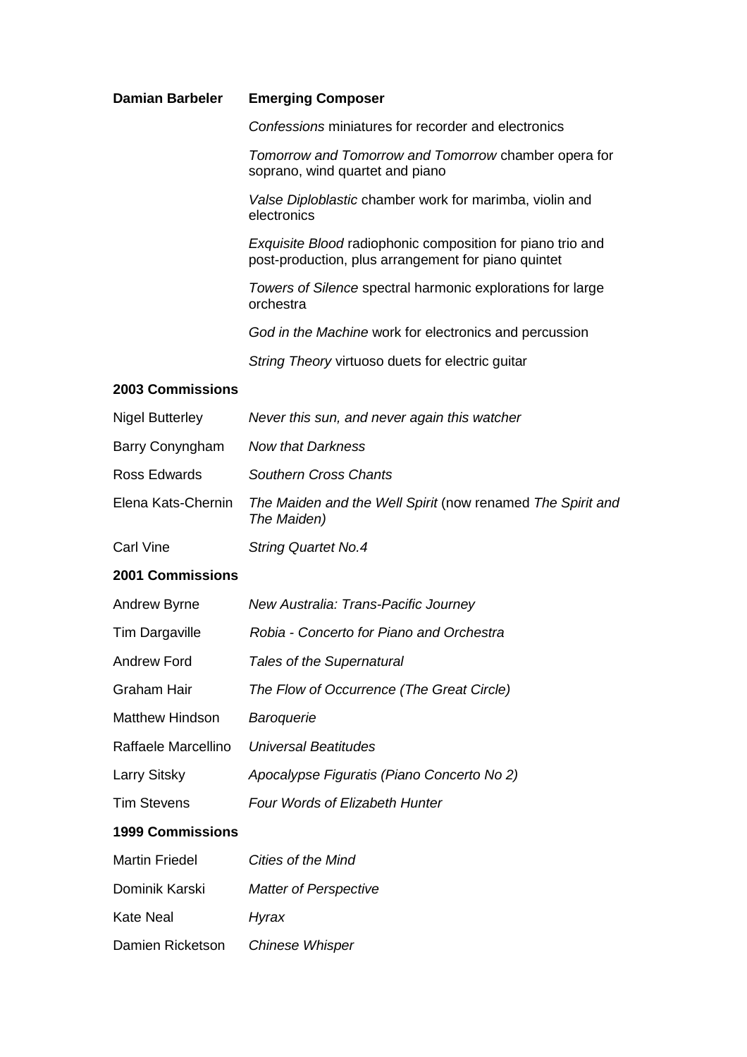| | |
|---|---|
| **Damian Barbeler** | **Emerging Composer** |
| | *Confessions* miniatures for recorder and electronics |
| | *Tomorrow and Tomorrow and Tomorrow* chamber opera for soprano, wind quartet and piano |
| | *Valse Diploblastic* chamber work for marimba, violin and electronics |
| | *Exquisite Blood* radiophonic composition for piano trio and post-production, plus arrangement for piano quintet |
| | *Towers of Silence* spectral harmonic explorations for large orchestra |
| | *God in the Machine* work for electronics and percussion |
| | *String Theory* virtuoso duets for electric guitar |

**2003 Commissions**

| | |
|---|---|
| Nigel Butterley | *Never this sun, and never again this watcher* |
| Barry Conyngham | *Now that Darkness* |
| Ross Edwards | *Southern Cross Chants* |
| Elena Kats-Chernin | *The Maiden and the Well Spirit* (now renamed *The Spirit and The Maiden)* |
| Carl Vine | *String Quartet No.4* |

**2001 Commissions**

| | |
|---|---|
| Andrew Byrne | *New Australia: Trans-Pacific Journey* |
| Tim Dargaville | *Robia - Concerto for Piano and Orchestra* |
| Andrew Ford | *Tales of the Supernatural* |
| Graham Hair | *The Flow of Occurrence (The Great Circle)* |
| Matthew Hindson | *Baroquerie* |
| Raffaele Marcellino | *Universal Beatitudes* |
| Larry Sitsky | *Apocalypse Figuratis (Piano Concerto No 2)* |
| Tim Stevens | *Four Words of Elizabeth Hunter* |

**1999 Commissions**

| | |
|---|---|
| Martin Friedel | *Cities of the Mind* |
| Dominik Karski | *Matter of Perspective* |
| Kate Neal | *Hyrax* |
| Damien Ricketson | *Chinese Whisper* |